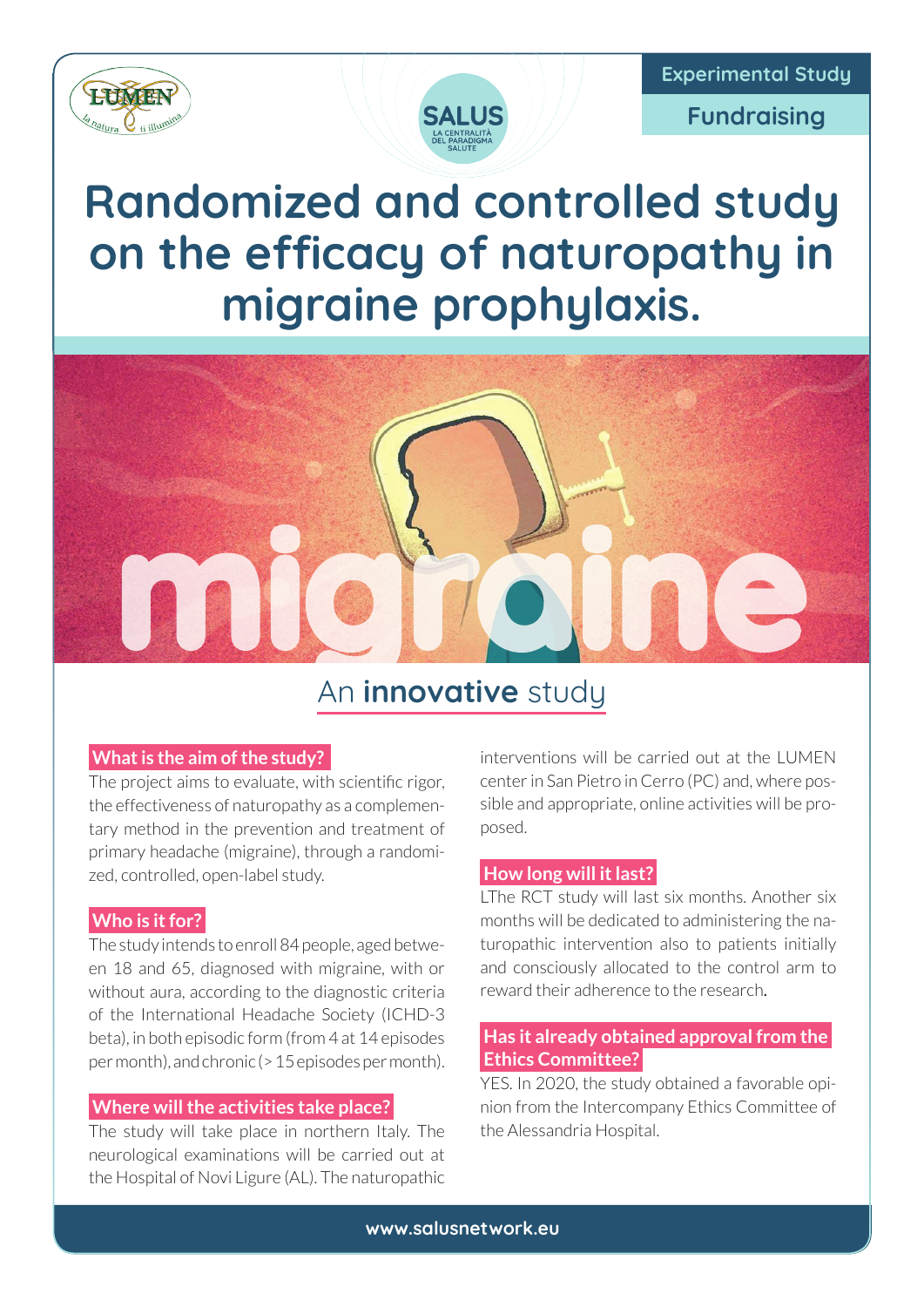Experimental Study

Fundraising

# Randomized and controlled study on the efficacy of naturopathy in migraine prophylaxis.

## An **innovative** study

### What is the aim of the study?

The project aims to evaluate, with scientific rigor, the effectiveness of naturopathy as a complementary method in the prevention and treatment of primary headache (migraine), through a randomized, controlled, open-label study.

### Who is it for?

The study intends to enroll 84 people, aged between 18 and 65, diagnosed with migraine, with or without aura, according to the diagnostic criteria of the International Headache Society (ICHD-3 beta), in both episodic form (from 4 at 14 episodes per month), and chronic (> 15 episodes per month).

### Where will the activities take place?

The study will take place in northern Italy. The neurological examinations will be carried out at the Hospital of Novi Ligure (AL). The naturopathic interventions will be carried out at the LUMEN center in San Pietro in Cerro (PC) and, where possible and appropriate, online activities will be proposed.

### How long will it last?

LThe RCT study will last six months. Another six months will be dedicated to administering the naturopathic intervention also to patients initially and consciously allocated to the control arm to reward their adherence to the research.

### Has it already obtained approval from the Ethics Committee?

YES. In 2020, the study obtained a favorable opinion from the Intercompany Ethics Committee of the Alessandria Hospital.

www.salusnetwork.eu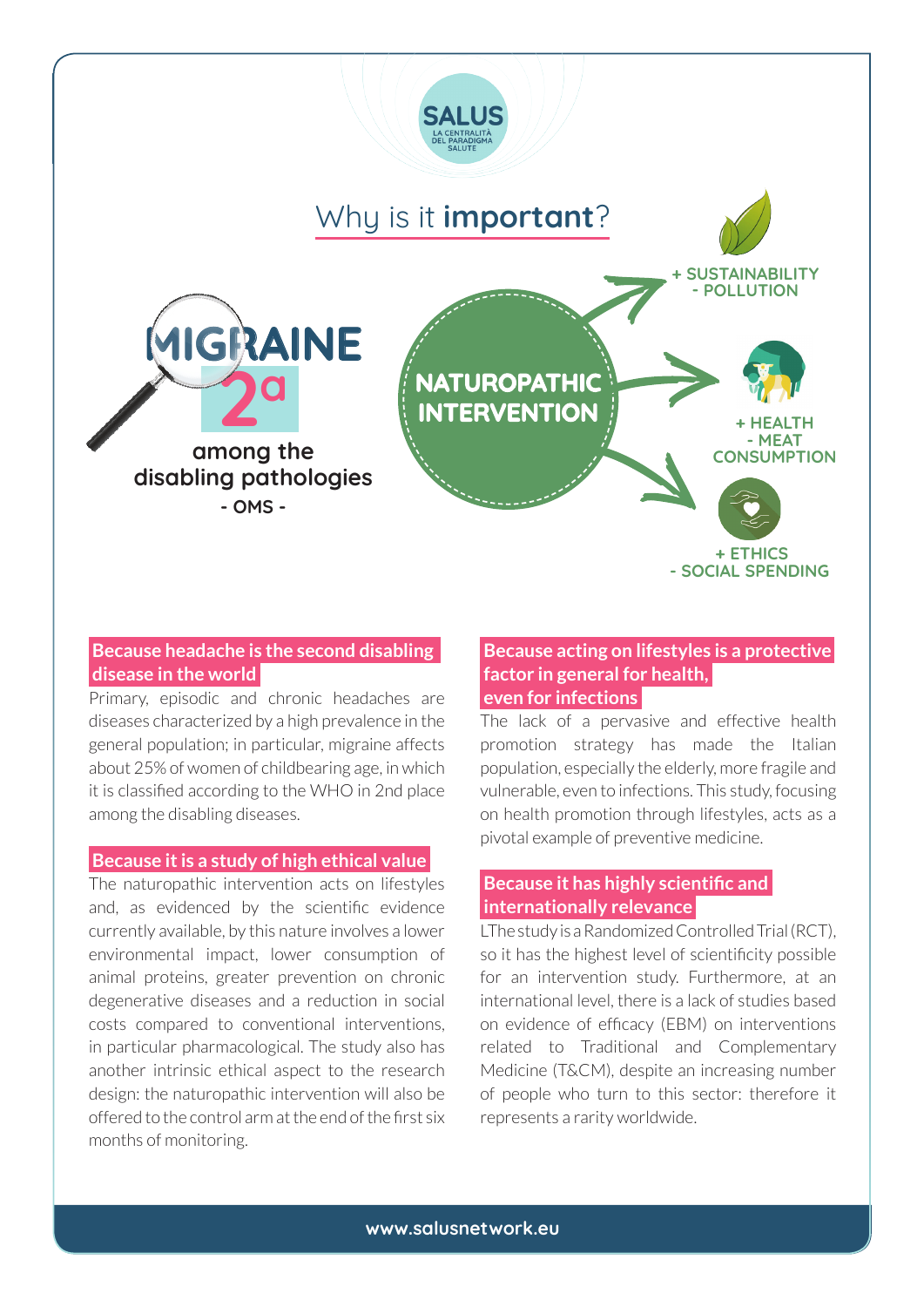SALUS

LA CENTRALITÀ DEL PARADIGMA SALUTE

# Why is it **important**?

MIGRAINE

2a

among the disabling pathologies

- OMS -

NATUROPATHIC INTERVENTION

+ SUSTAINABILITY
- POLLUTION

+ HEALTH
- MEAT CONSUMPTION

+ ETHICS
- SOCIAL SPENDING

### Because headache is the second disabling disease in the world

Primary, episodic and chronic headaches are diseases characterized by a high prevalence in the general population; in particular, migraine affects about 25% of women of childbearing age, in which it is classified according to the WHO in 2nd place among the disabling diseases.

### Because it is a study of high ethical value

The naturopathic intervention acts on lifestyles and, as evidenced by the scientific evidence currently available, by this nature involves a lower environmental impact, lower consumption of animal proteins, greater prevention on chronic degenerative diseases and a reduction in social costs compared to conventional interventions, in particular pharmacological. The study also has another intrinsic ethical aspect to the research design: the naturopathic intervention will also be offered to the control arm at the end of the first six months of monitoring.

### Because acting on lifestyles is a protective factor in general for health, even for infections

The lack of a pervasive and effective health promotion strategy has made the Italian population, especially the elderly, more fragile and vulnerable, even to infections. This study, focusing on health promotion through lifestyles, acts as a pivotal example of preventive medicine.

### Because it has highly scientific and internationally relevance

LThe study is a Randomized Controlled Trial (RCT), so it has the highest level of scientificity possible for an intervention study. Furthermore, at an international level, there is a lack of studies based on evidence of efficacy (EBM) on interventions related to Traditional and Complementary Medicine (T&CM), despite an increasing number of people who turn to this sector: therefore it represents a rarity worldwide.

www.salusnetwork.eu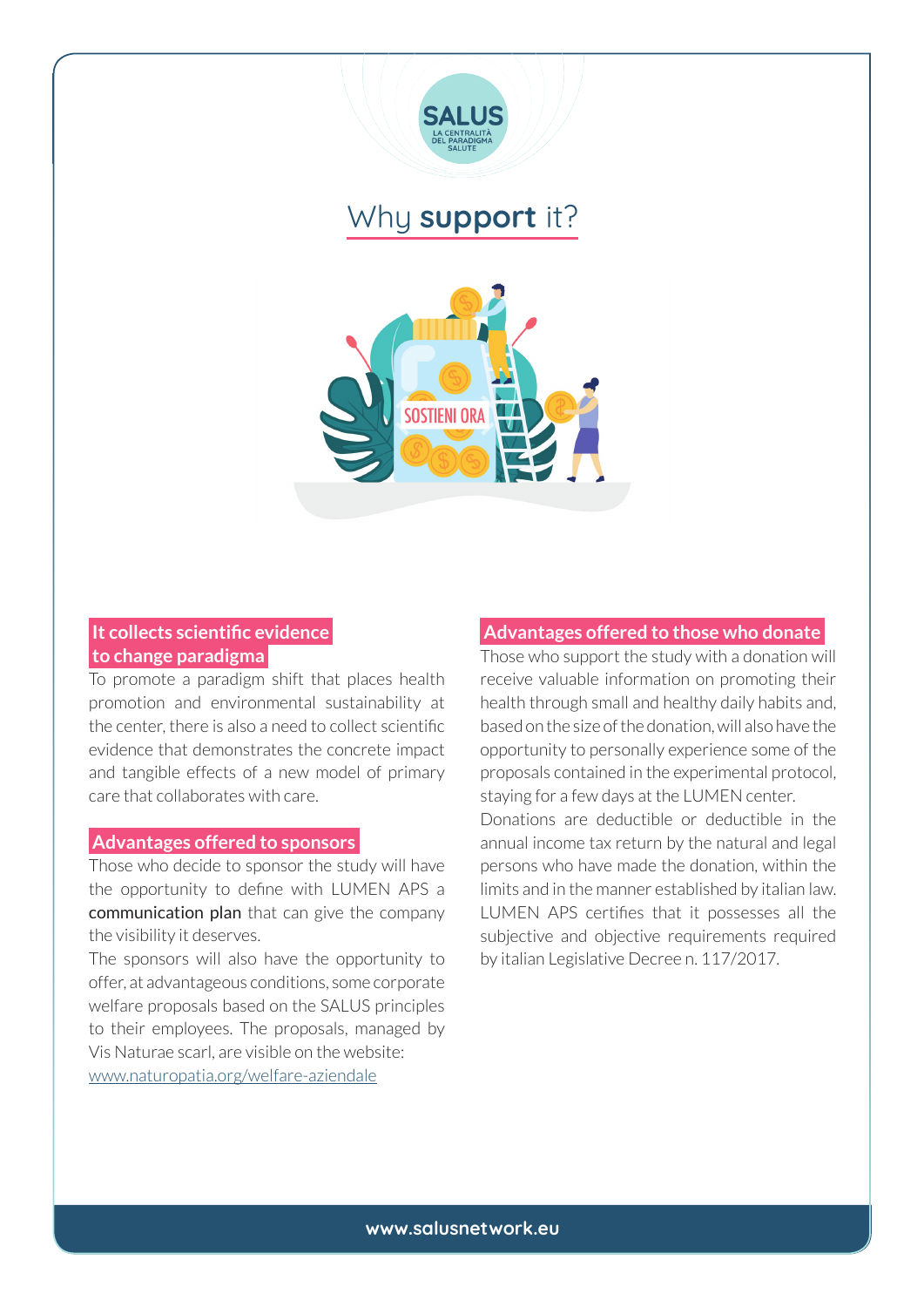# Why **support** it?

## It collects scientific evidence to change paradigm

To promote a paradigm shift that places health promotion and environmental sustainability at the center, there is also a need to collect scientific evidence that demonstrates the concrete impact and tangible effects of a new model of primary care that collaborates with care.

## Advantages offered to sponsors

Those who decide to sponsor the study will have the opportunity to define with LUMEN APS a **communication plan** that can give the company the visibility it deserves.

The sponsors will also have the opportunity to offer, at advantageous conditions, some corporate welfare proposals based on the SALUS principles to their employees. The proposals, managed by Vis Naturae scarl, are visible on the website: [www.naturopatia.org/welfare-aziendale](www.naturopatia.org/welfare-aziendale)

## Advantages offered to those who donate

Those who support the study with a donation will receive valuable information on promoting their health through small and healthy daily habits and, based on the size of the donation, will also have the opportunity to personally experience some of the proposals contained in the experimental protocol, staying for a few days at the LUMEN center.

Donations are deductible or deductible in the annual income tax return by the natural and legal persons who have made the donation, within the limits and in the manner established by italian law. LUMEN APS certifies that it possesses all the subjective and objective requirements required by italian Legislative Decree n. 117/2017.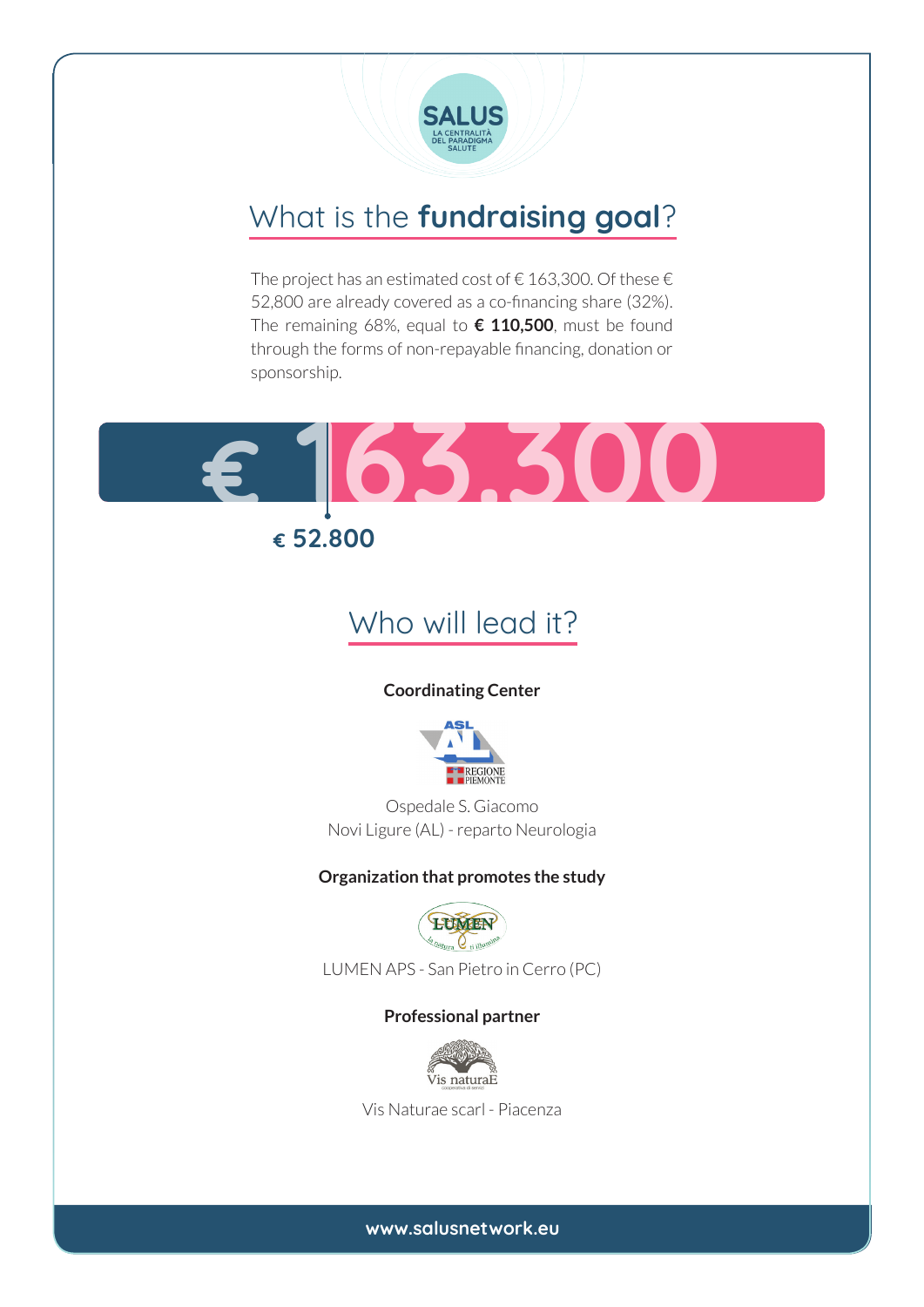SALUS

LA CENTRALITÀ DEL PARADIGMA SALUTE

## What is the **fundraising goal**?

The project has an estimated cost of € 163,300. Of these € 52,800 are already covered as a co-financing share (32%). The remaining 68%, equal to **€ 110,500**, must be found through the forms of non-repayable financing, donation or sponsorship.

€ 163.300

€ 52.800

## Who will lead it?

**Coordinating Center**

ASL AL
REGIONE PIEMONTE

Ospedale S. Giacomo
Novi Ligure (AL) - reparto Neurologia

**Organization that promotes the study**

LUMEN
la natura ti illumina

LUMEN APS - San Pietro in Cerro (PC)

**Professional partner**

Vis naturaE
cooperativa di servizi

Vis Naturae scarl - Piacenza

www.salusnetwork.eu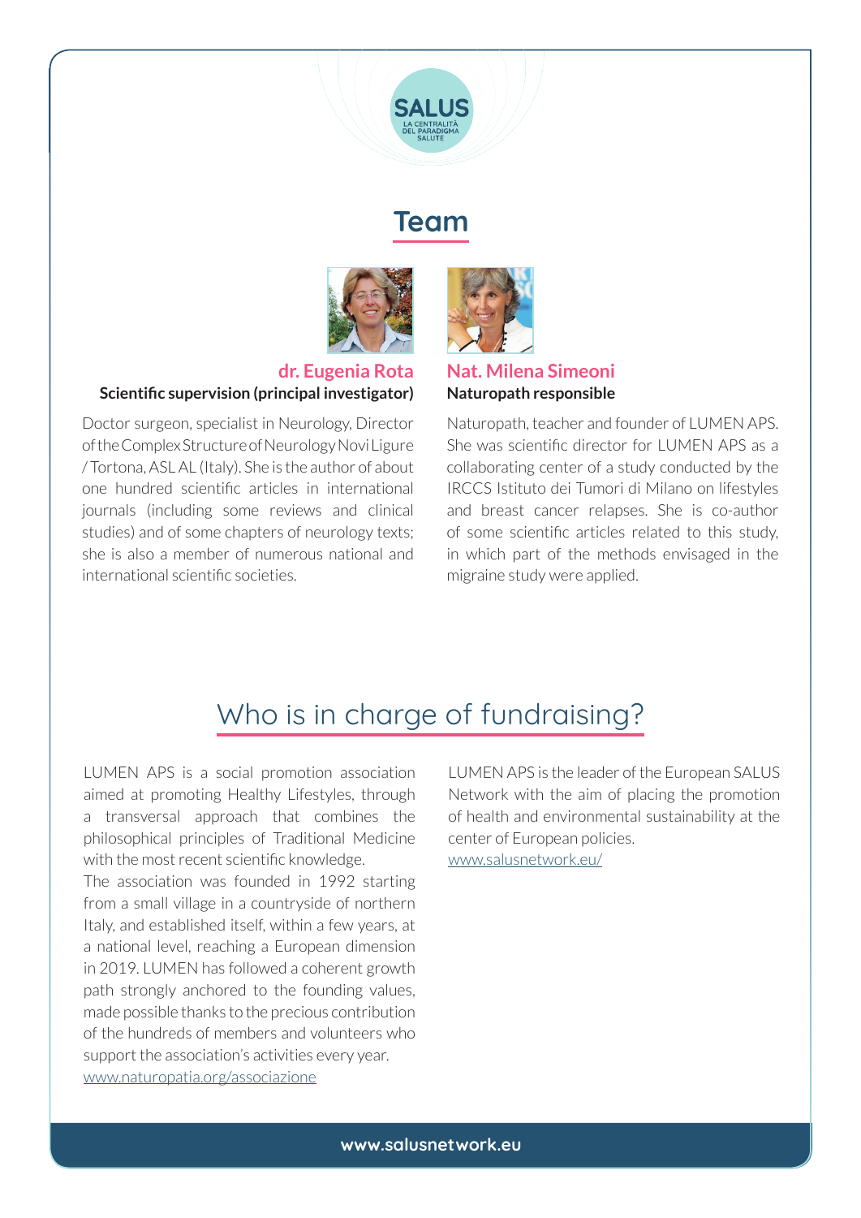# Team

### dr. Eugenia Rota

**Scientific supervision (principal investigator)**

Doctor surgeon, specialist in Neurology, Director of the Complex Structure of Neurology Novi Ligure / Tortona, ASL AL (Italy). She is the author of about one hundred scientific articles in international journals (including some reviews and clinical studies) and of some chapters of neurology texts; she is also a member of numerous national and international scientific societies.

### Nat. Milena Simeoni

**Naturopath responsible**

Naturopath, teacher and founder of LUMEN APS. She was scientific director for LUMEN APS as a collaborating center of a study conducted by the IRCCS Istituto dei Tumori di Milano on lifestyles and breast cancer relapses. She is co-author of some scientific articles related to this study, in which part of the methods envisaged in the migraine study were applied.

## Who is in charge of fundraising?

LUMEN APS is a social promotion association aimed at promoting Healthy Lifestyles, through a transversal approach that combines the philosophical principles of Traditional Medicine with the most recent scientific knowledge.

The association was founded in 1992 starting from a small village in a countryside of northern Italy, and established itself, within a few years, at a national level, reaching a European dimension in 2019. LUMEN has followed a coherent growth path strongly anchored to the founding values, made possible thanks to the precious contribution of the hundreds of members and volunteers who support the association's activities every year.

www.naturopatia.org/associazione

LUMEN APS is the leader of the European SALUS Network with the aim of placing the promotion of health and environmental sustainability at the center of European policies.

www.salusnetwork.eu/